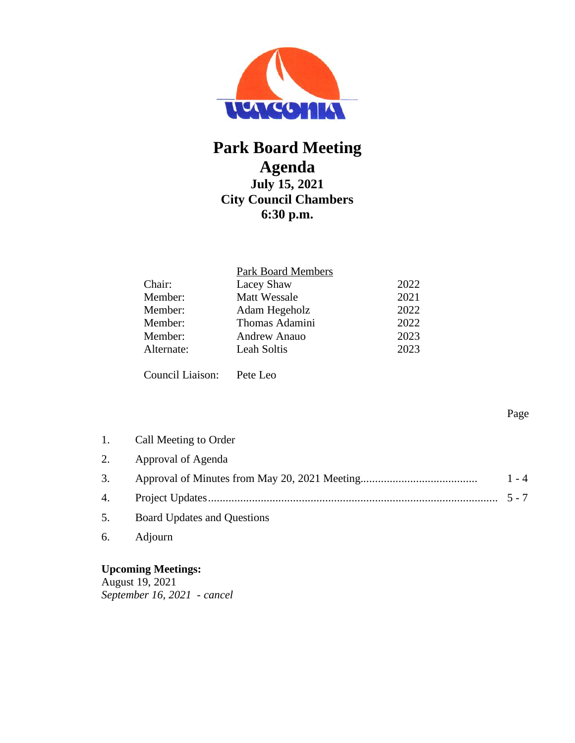# Park Board Meeting
# Agenda
### July 15, 2021
### City Council Chambers
### 6:30 p.m.

| | Park Board Members | |
|---|---|---|
| Chair: | Lacey Shaw | 2022 |
| Member: | Matt Wessale | 2021 |
| Member: | Adam Hegeholz | 2022 |
| Member: | Thomas Adamini | 2022 |
| Member: | Andrew Anauo | 2023 |
| Alternate: | Leah Soltis | 2023 |

Council Liaison: Pete Leo

| | | Page |
|---|---|---|
| 1. | Call Meeting to Order | |
| 2. | Approval of Agenda | |
| 3. | Approval of Minutes from May 20, 2021 Meeting | 1 - 4 |
| 4. | Project Updates | 5 - 7 |
| 5. | Board Updates and Questions | |
| 6. | Adjourn | |

**Upcoming Meetings:**
August 19, 2021
*September 16, 2021 - cancel*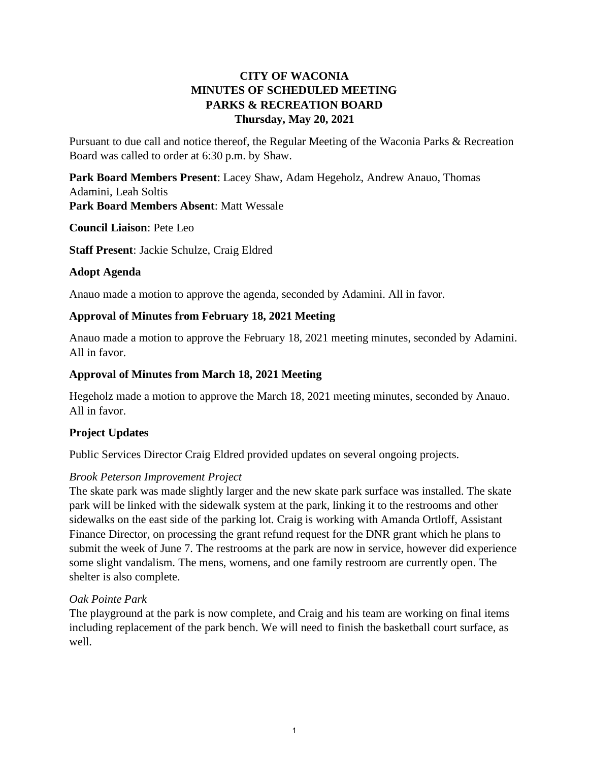**CITY OF WACONIA**
**MINUTES OF SCHEDULED MEETING**
**PARKS & RECREATION BOARD**
**Thursday, May 20, 2021**

Pursuant to due call and notice thereof, the Regular Meeting of the Waconia Parks & Recreation Board was called to order at 6:30 p.m. by Shaw.

**Park Board Members Present**: Lacey Shaw, Adam Hegeholz, Andrew Anauo, Thomas Adamini, Leah Soltis
**Park Board Members Absent**: Matt Wessale

**Council Liaison**: Pete Leo

**Staff Present**: Jackie Schulze, Craig Eldred

**Adopt Agenda**

Anauo made a motion to approve the agenda, seconded by Adamini. All in favor.

**Approval of Minutes from February 18, 2021 Meeting**

Anauo made a motion to approve the February 18, 2021 meeting minutes, seconded by Adamini. All in favor.

**Approval of Minutes from March 18, 2021 Meeting**

Hegeholz made a motion to approve the March 18, 2021 meeting minutes, seconded by Anauo. All in favor.

**Project Updates**

Public Services Director Craig Eldred provided updates on several ongoing projects.

*Brook Peterson Improvement Project*
The skate park was made slightly larger and the new skate park surface was installed. The skate park will be linked with the sidewalk system at the park, linking it to the restrooms and other sidewalks on the east side of the parking lot. Craig is working with Amanda Ortloff, Assistant Finance Director, on processing the grant refund request for the DNR grant which he plans to submit the week of June 7. The restrooms at the park are now in service, however did experience some slight vandalism. The mens, womens, and one family restroom are currently open. The shelter is also complete.

*Oak Pointe Park*
The playground at the park is now complete, and Craig and his team are working on final items including replacement of the park bench. We will need to finish the basketball court surface, as well.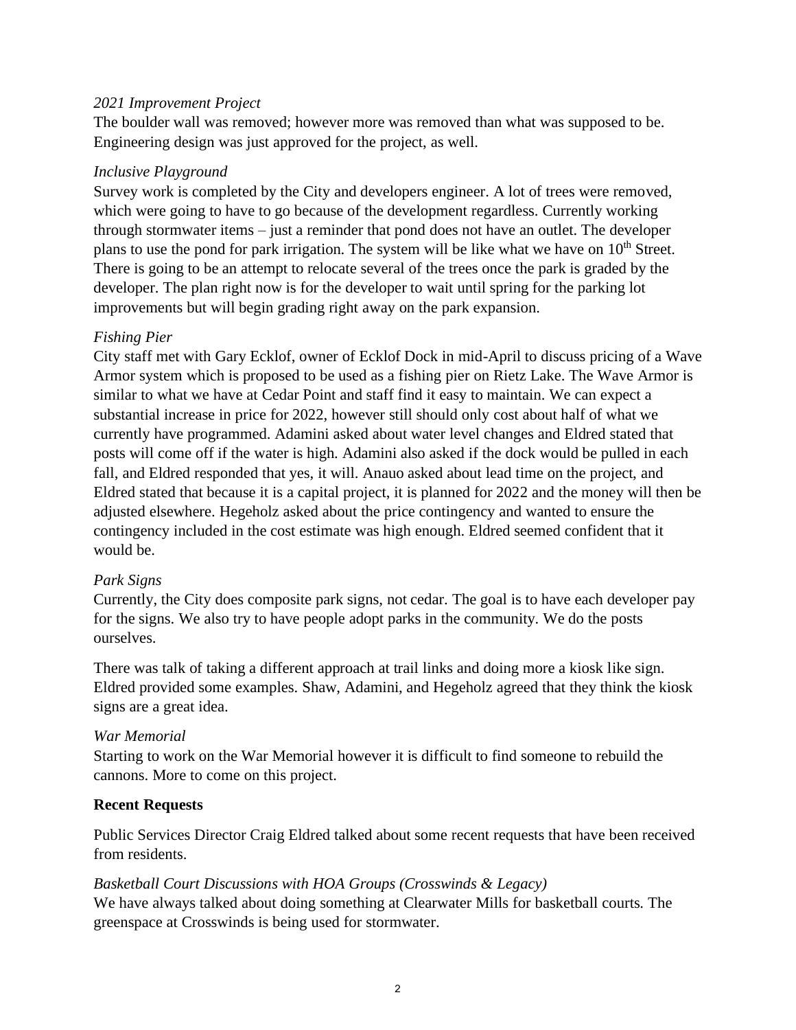*2021 Improvement Project*

The boulder wall was removed; however more was removed than what was supposed to be. Engineering design was just approved for the project, as well.

*Inclusive Playground*

Survey work is completed by the City and developers engineer. A lot of trees were removed, which were going to have to go because of the development regardless. Currently working through stormwater items – just a reminder that pond does not have an outlet. The developer plans to use the pond for park irrigation. The system will be like what we have on 10th Street. There is going to be an attempt to relocate several of the trees once the park is graded by the developer. The plan right now is for the developer to wait until spring for the parking lot improvements but will begin grading right away on the park expansion.

*Fishing Pier*

City staff met with Gary Ecklof, owner of Ecklof Dock in mid-April to discuss pricing of a Wave Armor system which is proposed to be used as a fishing pier on Rietz Lake. The Wave Armor is similar to what we have at Cedar Point and staff find it easy to maintain. We can expect a substantial increase in price for 2022, however still should only cost about half of what we currently have programmed. Adamini asked about water level changes and Eldred stated that posts will come off if the water is high. Adamini also asked if the dock would be pulled in each fall, and Eldred responded that yes, it will. Anauo asked about lead time on the project, and Eldred stated that because it is a capital project, it is planned for 2022 and the money will then be adjusted elsewhere. Hegeholz asked about the price contingency and wanted to ensure the contingency included in the cost estimate was high enough. Eldred seemed confident that it would be.

*Park Signs*

Currently, the City does composite park signs, not cedar. The goal is to have each developer pay for the signs. We also try to have people adopt parks in the community. We do the posts ourselves.

There was talk of taking a different approach at trail links and doing more a kiosk like sign. Eldred provided some examples. Shaw, Adamini, and Hegeholz agreed that they think the kiosk signs are a great idea.

*War Memorial*

Starting to work on the War Memorial however it is difficult to find someone to rebuild the cannons. More to come on this project.

**Recent Requests**

Public Services Director Craig Eldred talked about some recent requests that have been received from residents.

*Basketball Court Discussions with HOA Groups (Crosswinds & Legacy)*

We have always talked about doing something at Clearwater Mills for basketball courts. The greenspace at Crosswinds is being used for stormwater.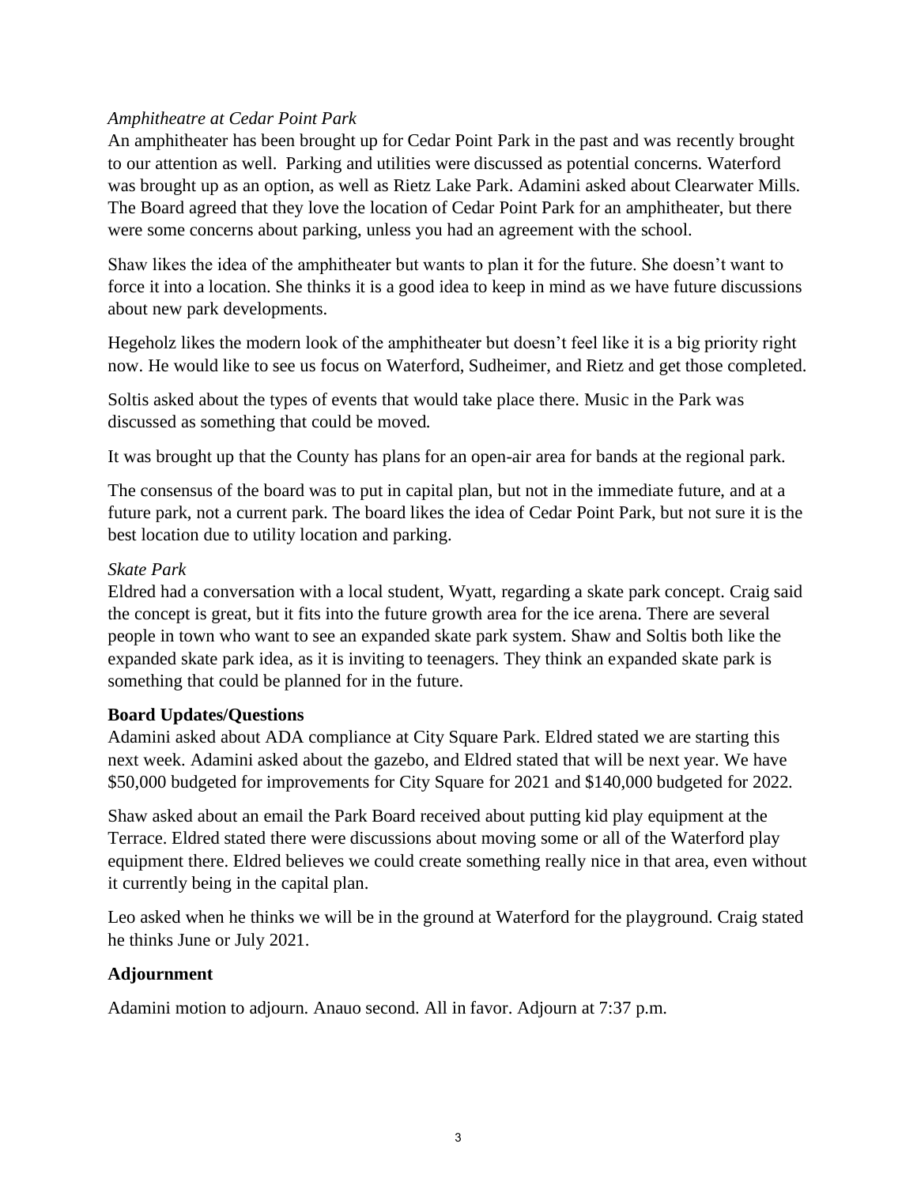*Amphitheatre at Cedar Point Park*

An amphitheater has been brought up for Cedar Point Park in the past and was recently brought to our attention as well. Parking and utilities were discussed as potential concerns. Waterford was brought up as an option, as well as Rietz Lake Park. Adamini asked about Clearwater Mills. The Board agreed that they love the location of Cedar Point Park for an amphitheater, but there were some concerns about parking, unless you had an agreement with the school.

Shaw likes the idea of the amphitheater but wants to plan it for the future. She doesn't want to force it into a location. She thinks it is a good idea to keep in mind as we have future discussions about new park developments.

Hegeholz likes the modern look of the amphitheater but doesn't feel like it is a big priority right now. He would like to see us focus on Waterford, Sudheimer, and Rietz and get those completed.

Soltis asked about the types of events that would take place there. Music in the Park was discussed as something that could be moved.

It was brought up that the County has plans for an open-air area for bands at the regional park.

The consensus of the board was to put in capital plan, but not in the immediate future, and at a future park, not a current park. The board likes the idea of Cedar Point Park, but not sure it is the best location due to utility location and parking.

*Skate Park*

Eldred had a conversation with a local student, Wyatt, regarding a skate park concept. Craig said the concept is great, but it fits into the future growth area for the ice arena. There are several people in town who want to see an expanded skate park system. Shaw and Soltis both like the expanded skate park idea, as it is inviting to teenagers. They think an expanded skate park is something that could be planned for in the future.

**Board Updates/Questions**

Adamini asked about ADA compliance at City Square Park. Eldred stated we are starting this next week. Adamini asked about the gazebo, and Eldred stated that will be next year. We have $50,000 budgeted for improvements for City Square for 2021 and $140,000 budgeted for 2022.

Shaw asked about an email the Park Board received about putting kid play equipment at the Terrace. Eldred stated there were discussions about moving some or all of the Waterford play equipment there. Eldred believes we could create something really nice in that area, even without it currently being in the capital plan.

Leo asked when he thinks we will be in the ground at Waterford for the playground. Craig stated he thinks June or July 2021.

**Adjournment**

Adamini motion to adjourn. Anauo second. All in favor. Adjourn at 7:37 p.m.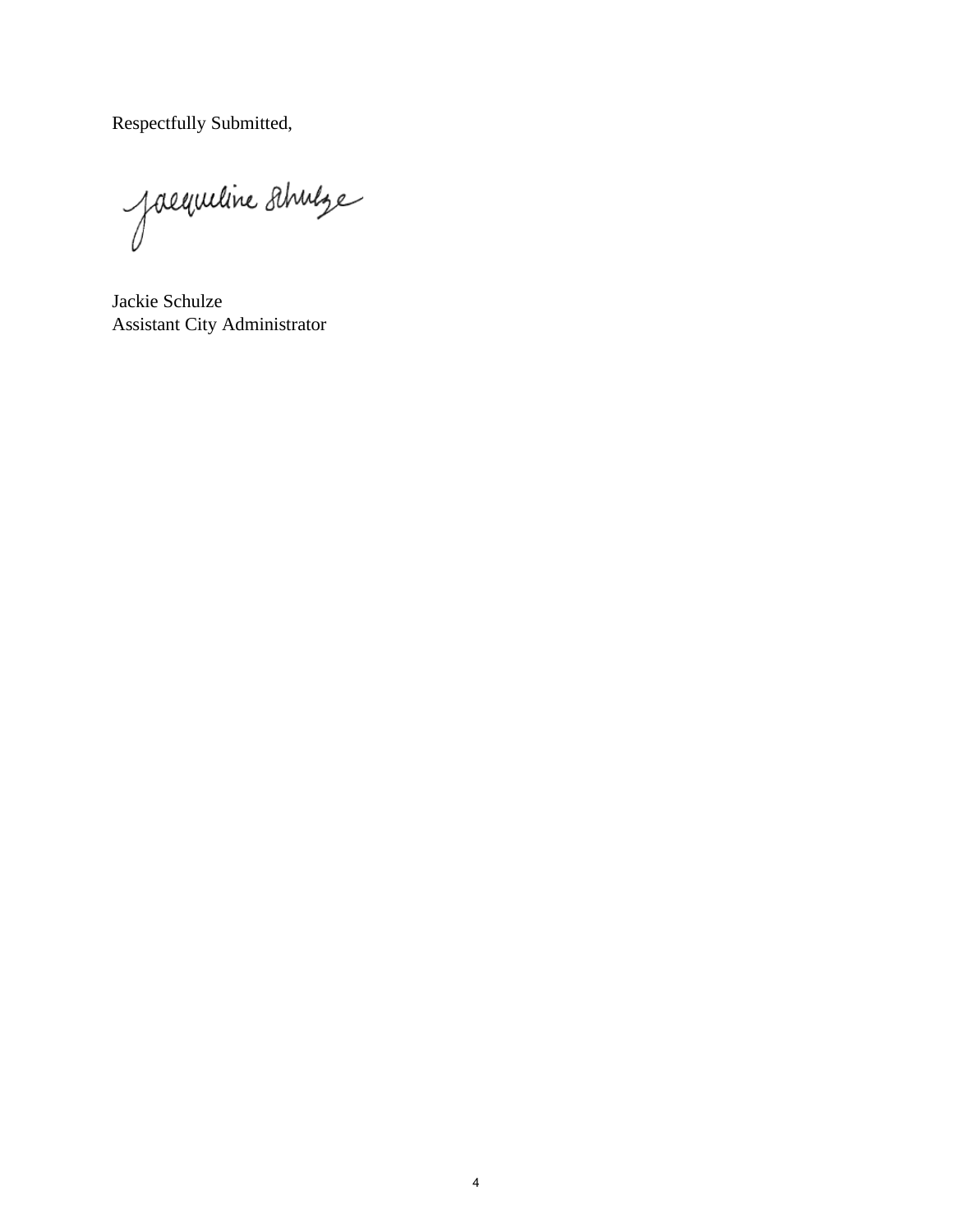Respectfully Submitted,

Jacqueline Schulze

Jackie Schulze
Assistant City Administrator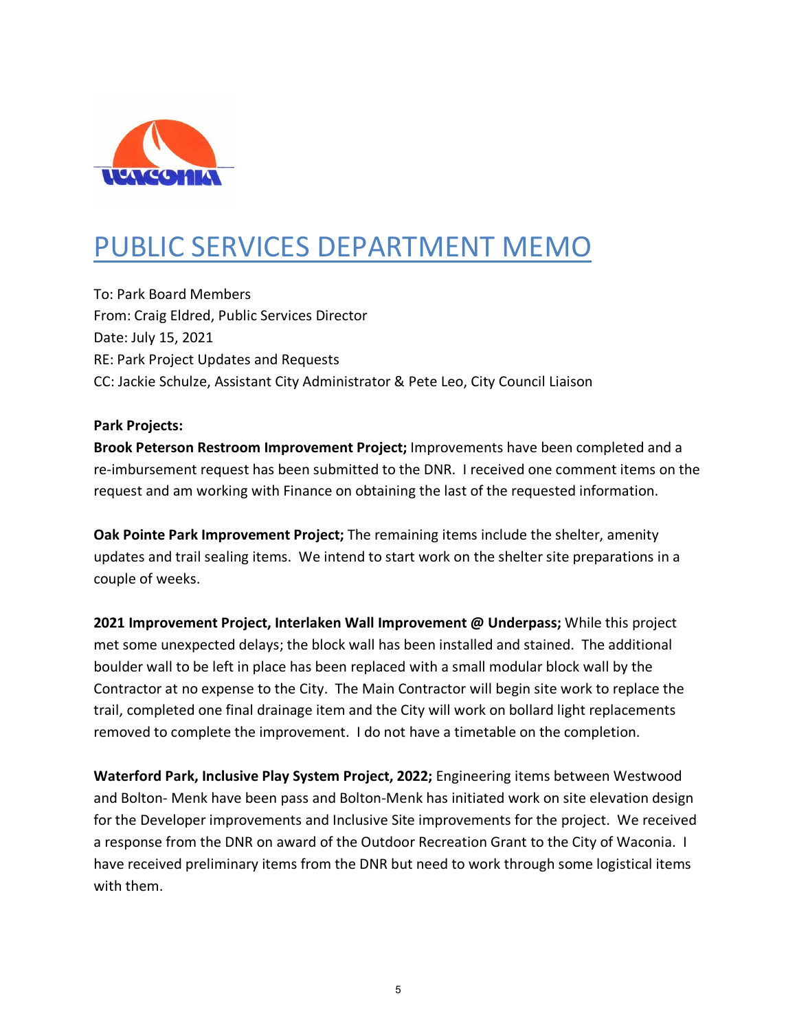# PUBLIC SERVICES DEPARTMENT MEMO

To: Park Board Members
From: Craig Eldred, Public Services Director
Date: July 15, 2021
RE: Park Project Updates and Requests
CC: Jackie Schulze, Assistant City Administrator & Pete Leo, City Council Liaison

**Park Projects:**

**Brook Peterson Restroom Improvement Project;** Improvements have been completed and a re-imbursement request has been submitted to the DNR. I received one comment items on the request and am working with Finance on obtaining the last of the requested information.

**Oak Pointe Park Improvement Project;** The remaining items include the shelter, amenity updates and trail sealing items. We intend to start work on the shelter site preparations in a couple of weeks.

**2021 Improvement Project, Interlaken Wall Improvement @ Underpass;** While this project met some unexpected delays; the block wall has been installed and stained. The additional boulder wall to be left in place has been replaced with a small modular block wall by the Contractor at no expense to the City. The Main Contractor will begin site work to replace the trail, completed one final drainage item and the City will work on bollard light replacements removed to complete the improvement. I do not have a timetable on the completion.

**Waterford Park, Inclusive Play System Project, 2022;** Engineering items between Westwood and Bolton- Menk have been pass and Bolton-Menk has initiated work on site elevation design for the Developer improvements and Inclusive Site improvements for the project. We received a response from the DNR on award of the Outdoor Recreation Grant to the City of Waconia. I have received preliminary items from the DNR but need to work through some logistical items with them.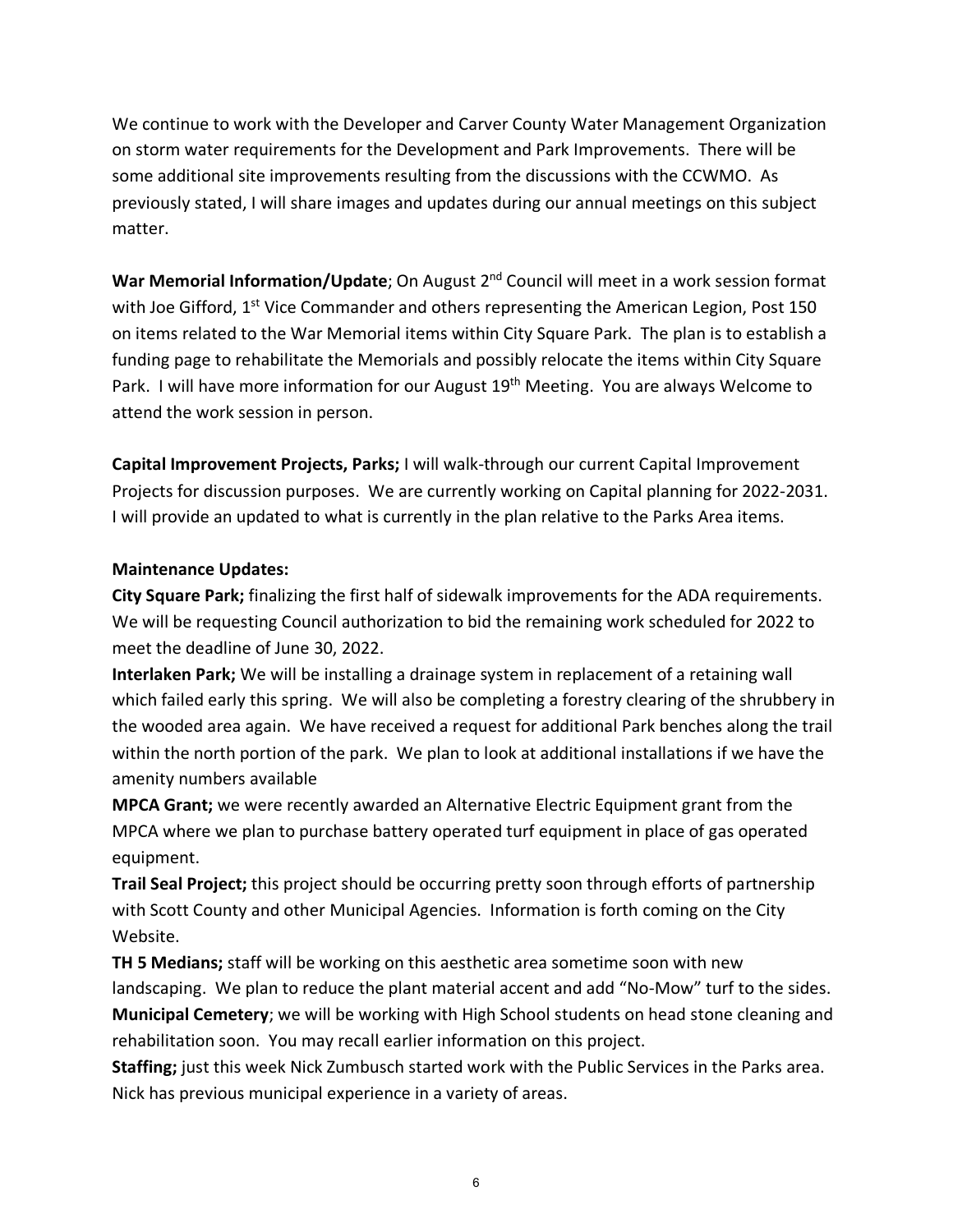We continue to work with the Developer and Carver County Water Management Organization on storm water requirements for the Development and Park Improvements. There will be some additional site improvements resulting from the discussions with the CCWMO. As previously stated, I will share images and updates during our annual meetings on this subject matter.

**War Memorial Information/Update**; On August 2nd Council will meet in a work session format with Joe Gifford, 1st Vice Commander and others representing the American Legion, Post 150 on items related to the War Memorial items within City Square Park. The plan is to establish a funding page to rehabilitate the Memorials and possibly relocate the items within City Square Park. I will have more information for our August 19th Meeting. You are always Welcome to attend the work session in person.

**Capital Improvement Projects, Parks;** I will walk-through our current Capital Improvement Projects for discussion purposes. We are currently working on Capital planning for 2022-2031. I will provide an updated to what is currently in the plan relative to the Parks Area items.

**Maintenance Updates:**

**City Square Park;** finalizing the first half of sidewalk improvements for the ADA requirements. We will be requesting Council authorization to bid the remaining work scheduled for 2022 to meet the deadline of June 30, 2022.

**Interlaken Park;** We will be installing a drainage system in replacement of a retaining wall which failed early this spring. We will also be completing a forestry clearing of the shrubbery in the wooded area again. We have received a request for additional Park benches along the trail within the north portion of the park. We plan to look at additional installations if we have the amenity numbers available

**MPCA Grant;** we were recently awarded an Alternative Electric Equipment grant from the MPCA where we plan to purchase battery operated turf equipment in place of gas operated equipment.

**Trail Seal Project;** this project should be occurring pretty soon through efforts of partnership with Scott County and other Municipal Agencies. Information is forth coming on the City Website.

**TH 5 Medians;** staff will be working on this aesthetic area sometime soon with new landscaping. We plan to reduce the plant material accent and add "No-Mow" turf to the sides.

**Municipal Cemetery**; we will be working with High School students on head stone cleaning and rehabilitation soon. You may recall earlier information on this project.

**Staffing;** just this week Nick Zumbusch started work with the Public Services in the Parks area. Nick has previous municipal experience in a variety of areas.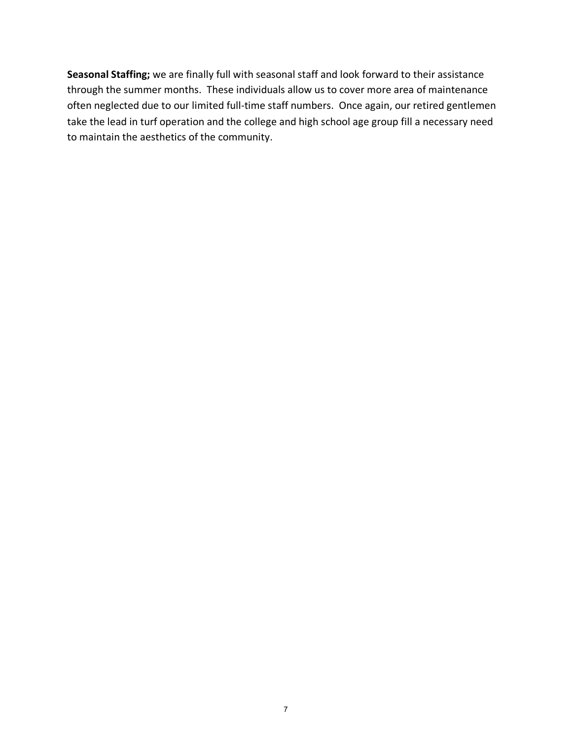**Seasonal Staffing;** we are finally full with seasonal staff and look forward to their assistance through the summer months. These individuals allow us to cover more area of maintenance often neglected due to our limited full-time staff numbers. Once again, our retired gentlemen take the lead in turf operation and the college and high school age group fill a necessary need to maintain the aesthetics of the community.